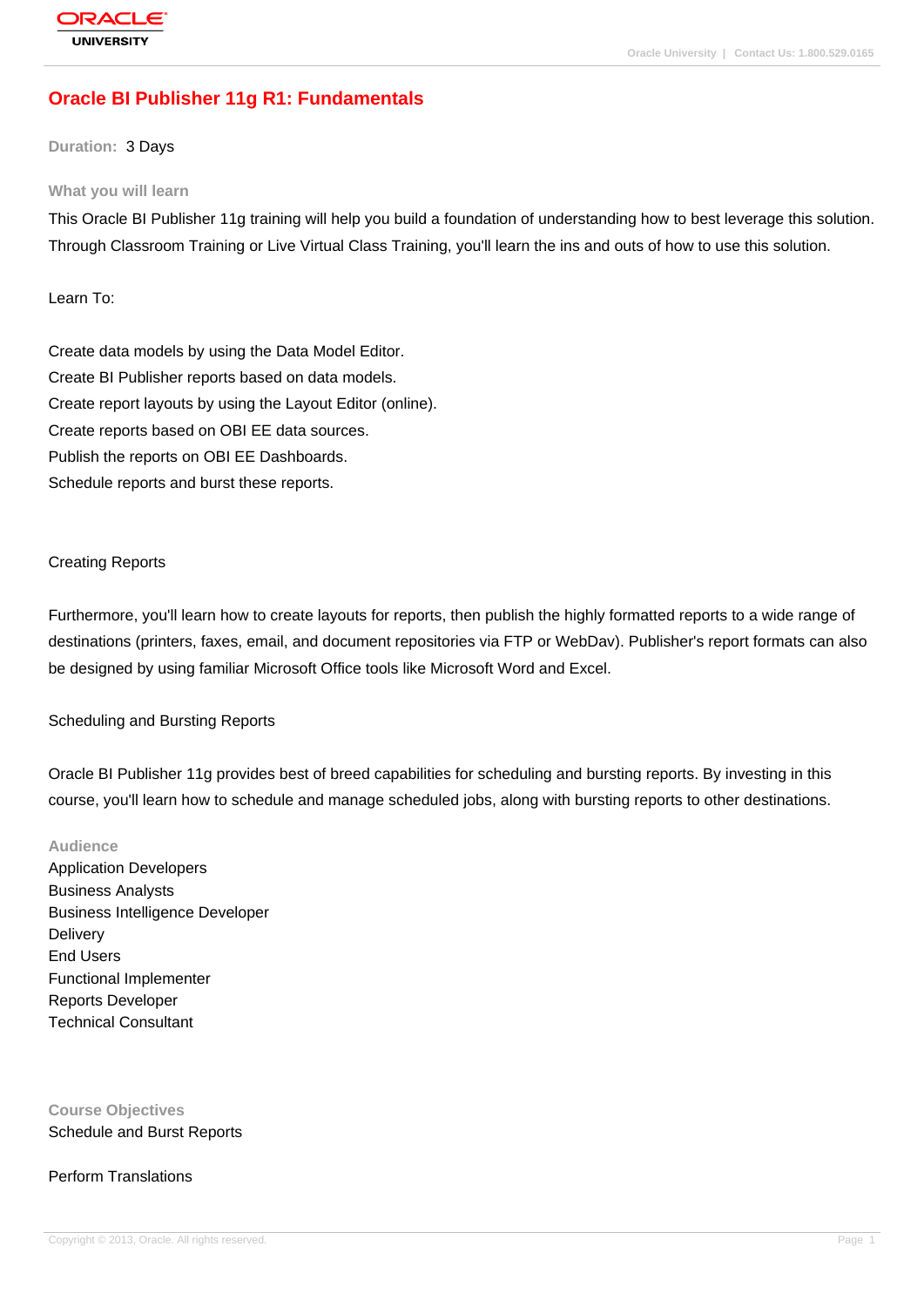# Oracle BI Publisher 11g R1: Fundamentals

**Duration:** 3 Days

## What you will learn

This Oracle BI Publisher 11g training will help you build a foundation of understanding how to best leverage this solution. Through Classroom Training or Live Virtual Class Training, you'll learn the ins and outs of how to use this solution.

Learn To:

Create data models by using the Data Model Editor.
Create BI Publisher reports based on data models.
Create report layouts by using the Layout Editor (online).
Create reports based on OBI EE data sources.
Publish the reports on OBI EE Dashboards.
Schedule reports and burst these reports.

Creating Reports

Furthermore, you'll learn how to create layouts for reports, then publish the highly formatted reports to a wide range of destinations (printers, faxes, email, and document repositories via FTP or WebDav). Publisher's report formats can also be designed by using familiar Microsoft Office tools like Microsoft Word and Excel.

Scheduling and Bursting Reports

Oracle BI Publisher 11g provides best of breed capabilities for scheduling and bursting reports. By investing in this course, you'll learn how to schedule and manage scheduled jobs, along with bursting reports to other destinations.

## Audience

Application Developers
Business Analysts
Business Intelligence Developer
Delivery
End Users
Functional Implementer
Reports Developer
Technical Consultant

## Course Objectives

Schedule and Burst Reports

Perform Translations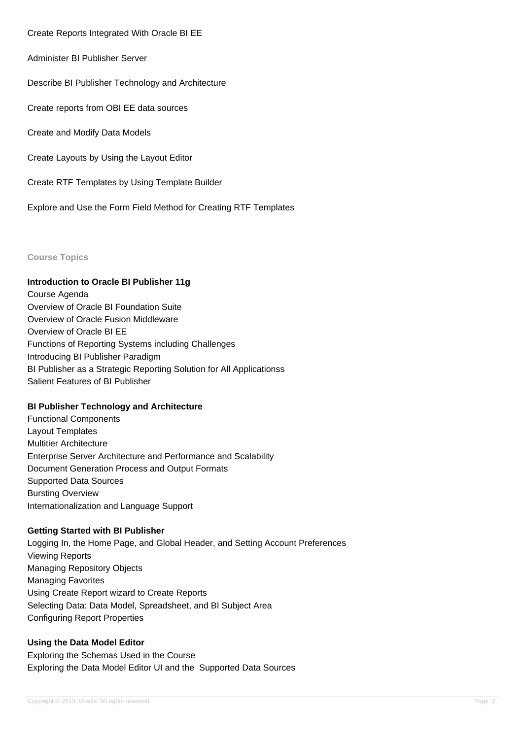Create Reports Integrated With Oracle BI EE

Administer BI Publisher Server

Describe BI Publisher Technology and Architecture

Create reports from OBI EE data sources

Create and Modify Data Models

Create Layouts by Using the Layout Editor

Create RTF Templates by Using Template Builder

Explore and Use the Form Field Method for Creating RTF Templates

## Course Topics

**Introduction to Oracle BI Publisher 11g**
Course Agenda
Overview of Oracle BI Foundation Suite
Overview of Oracle Fusion Middleware
Overview of Oracle BI EE
Functions of Reporting Systems including Challenges
Introducing BI Publisher Paradigm
BI Publisher as a Strategic Reporting Solution for All Applicationss
Salient Features of BI Publisher

**BI Publisher Technology and Architecture**
Functional Components
Layout Templates
Multitier Architecture
Enterprise Server Architecture and Performance and Scalability
Document Generation Process and Output Formats
Supported Data Sources
Bursting Overview
Internationalization and Language Support

**Getting Started with BI Publisher**
Logging In, the Home Page, and Global Header, and Setting Account Preferences
Viewing Reports
Managing Repository Objects
Managing Favorites
Using Create Report wizard to Create Reports
Selecting Data: Data Model, Spreadsheet, and BI Subject Area
Configuring Report Properties

**Using the Data Model Editor**
Exploring the Schemas Used in the Course
Exploring the Data Model Editor UI and the Supported Data Sources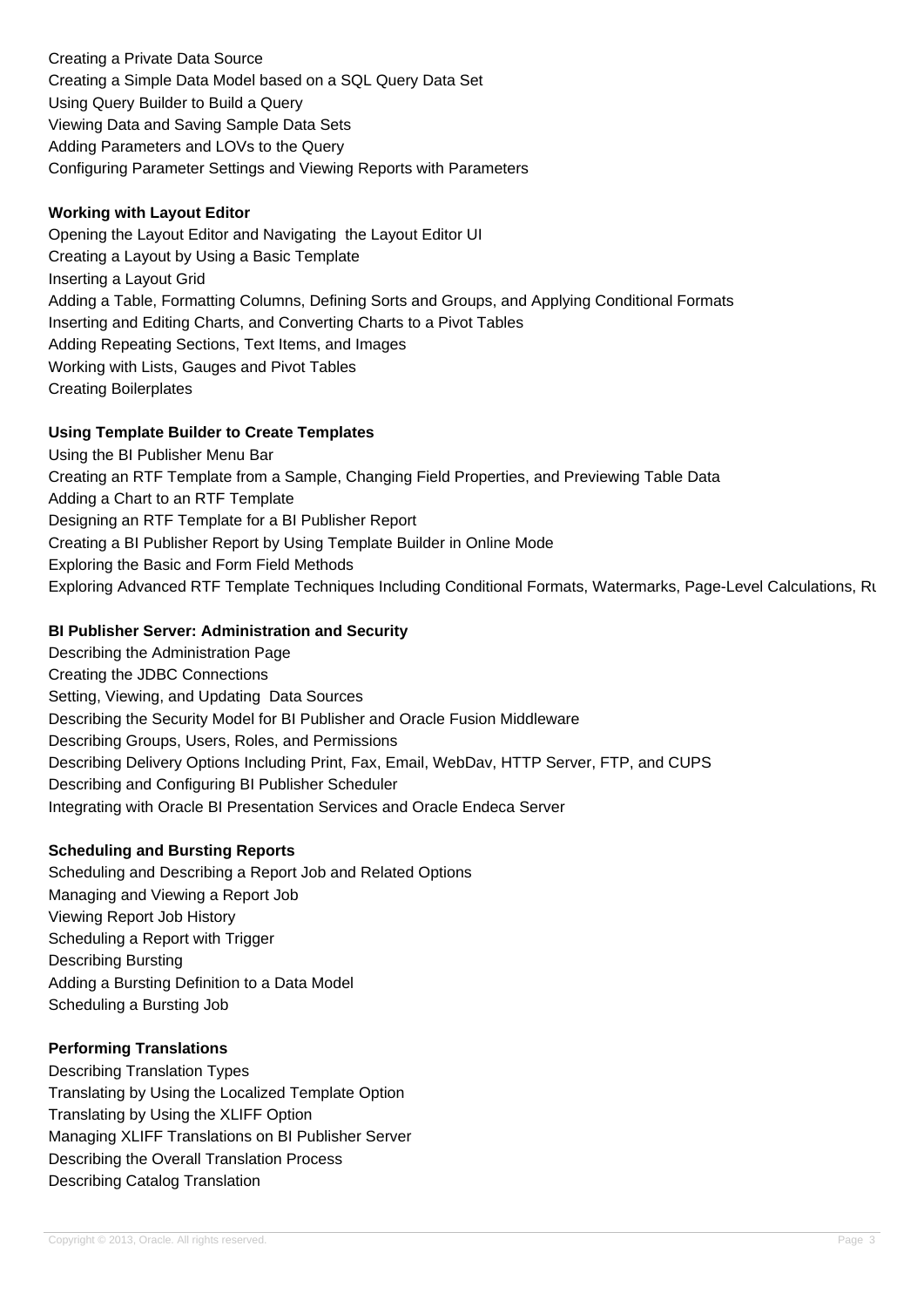Creating a Private Data Source
Creating a Simple Data Model based on a SQL Query Data Set
Using Query Builder to Build a Query
Viewing Data and Saving Sample Data Sets
Adding Parameters and LOVs to the Query
Configuring Parameter Settings and Viewing Reports with Parameters

**Working with Layout Editor**

Opening the Layout Editor and Navigating the Layout Editor UI
Creating a Layout by Using a Basic Template
Inserting a Layout Grid
Adding a Table, Formatting Columns, Defining Sorts and Groups, and Applying Conditional Formats
Inserting and Editing Charts, and Converting Charts to a Pivot Tables
Adding Repeating Sections, Text Items, and Images
Working with Lists, Gauges and Pivot Tables
Creating Boilerplates

**Using Template Builder to Create Templates**

Using the BI Publisher Menu Bar
Creating an RTF Template from a Sample, Changing Field Properties, and Previewing Table Data
Adding a Chart to an RTF Template
Designing an RTF Template for a BI Publisher Report
Creating a BI Publisher Report by Using Template Builder in Online Mode
Exploring the Basic and Form Field Methods
Exploring Advanced RTF Template Techniques Including Conditional Formats, Watermarks, Page-Level Calculations, Ru

**BI Publisher Server: Administration and Security**

Describing the Administration Page
Creating the JDBC Connections
Setting, Viewing, and Updating Data Sources
Describing the Security Model for BI Publisher and Oracle Fusion Middleware
Describing Groups, Users, Roles, and Permissions
Describing Delivery Options Including Print, Fax, Email, WebDav, HTTP Server, FTP, and CUPS
Describing and Configuring BI Publisher Scheduler
Integrating with Oracle BI Presentation Services and Oracle Endeca Server

**Scheduling and Bursting Reports**

Scheduling and Describing a Report Job and Related Options
Managing and Viewing a Report Job
Viewing Report Job History
Scheduling a Report with Trigger
Describing Bursting
Adding a Bursting Definition to a Data Model
Scheduling a Bursting Job

**Performing Translations**

Describing Translation Types
Translating by Using the Localized Template Option
Translating by Using the XLIFF Option
Managing XLIFF Translations on BI Publisher Server
Describing the Overall Translation Process
Describing Catalog Translation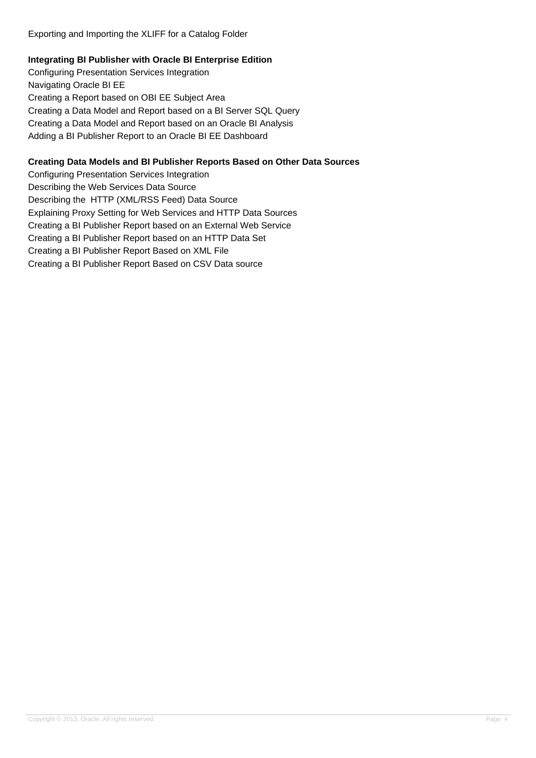Exporting and Importing the XLIFF for a Catalog Folder

**Integrating BI Publisher with Oracle BI Enterprise Edition**

Configuring Presentation Services Integration
Navigating Oracle BI EE
Creating a Report based on OBI EE Subject Area
Creating a Data Model and Report based on a BI Server SQL Query
Creating a Data Model and Report based on an Oracle BI Analysis
Adding a BI Publisher Report to an Oracle BI EE Dashboard

**Creating Data Models and BI Publisher Reports Based on Other Data Sources**

Configuring Presentation Services Integration
Describing the Web Services Data Source
Describing the  HTTP (XML/RSS Feed) Data Source
Explaining Proxy Setting for Web Services and HTTP Data Sources
Creating a BI Publisher Report based on an External Web Service
Creating a BI Publisher Report based on an HTTP Data Set
Creating a BI Publisher Report Based on XML File
Creating a BI Publisher Report Based on CSV Data source